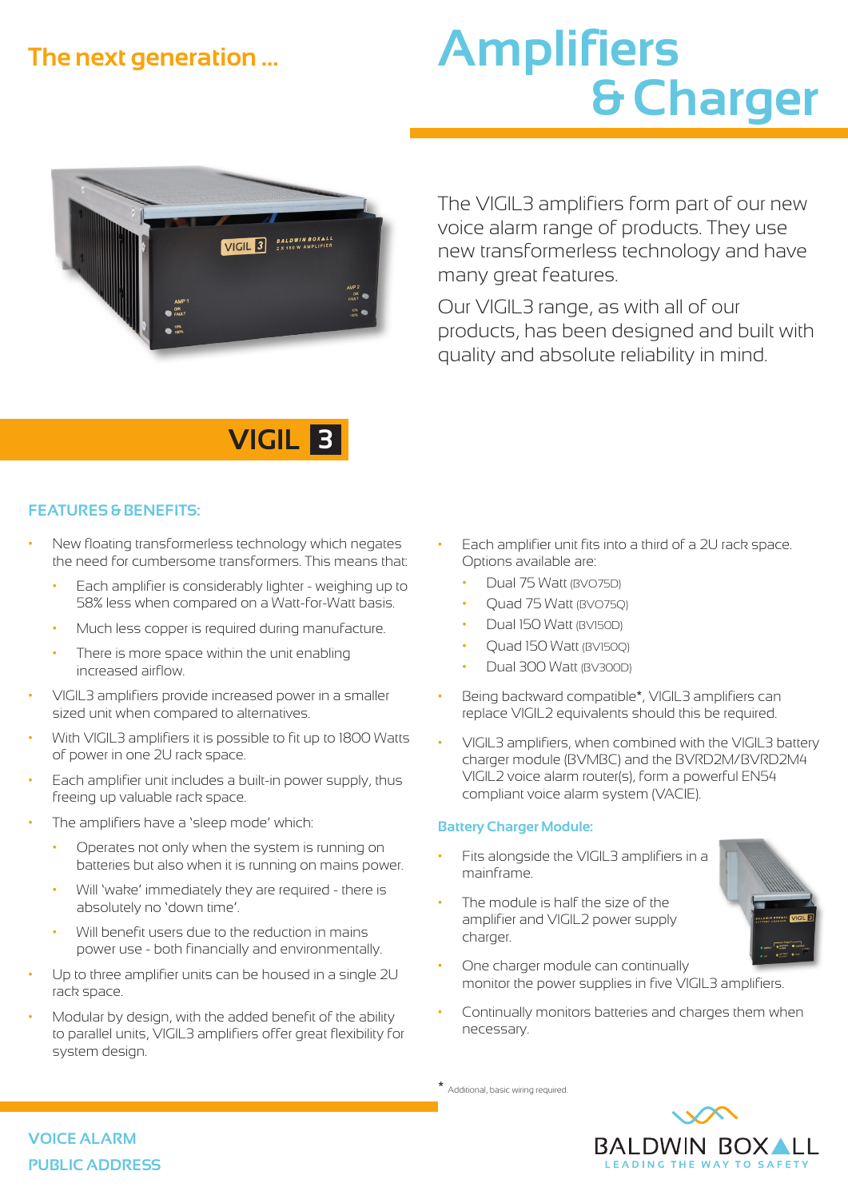The next generation ...

# Amplifiers & Charger

The VIGIL3 amplifiers form part of our new voice alarm range of products. They use new transformerless technology and have many great features.

Our VIGIL3 range, as with all of our products, has been designed and built with quality and absolute reliability in mind.

## VIGIL 3

### FEATURES & BENEFITS:

- New floating transformerless technology which negates the need for cumbersome transformers. This means that:
  - Each amplifier is considerably lighter - weighing up to 58% less when compared on a Watt-for-Watt basis.
  - Much less copper is required during manufacture.
  - There is more space within the unit enabling increased airflow.
- VIGIL3 amplifiers provide increased power in a smaller sized unit when compared to alternatives.
- With VIGIL3 amplifiers it is possible to fit up to 1800 Watts of power in one 2U rack space.
- Each amplifier unit includes a built-in power supply, thus freeing up valuable rack space.
- The amplifiers have a 'sleep mode' which:
  - Operates not only when the system is running on batteries but also when it is running on mains power.
  - Will 'wake' immediately they are required - there is absolutely no 'down time'.
  - Will benefit users due to the reduction in mains power use - both financially and environmentally.
- Up to three amplifier units can be housed in a single 2U rack space.
- Modular by design, with the added benefit of the ability to parallel units, VIGIL3 amplifiers offer great flexibility for system design.
- Each amplifier unit fits into a third of a 2U rack space. Options available are:
  - Dual 75 Watt (BVO75D)
  - Quad 75 Watt (BVO75Q)
  - Dual 150 Watt (BV150D)
  - Quad 150 Watt (BV150Q)
  - Dual 300 Watt (BV300D)
- Being backward compatible*, VIGIL3 amplifiers can replace VIGIL2 equivalents should this be required.
- VIGIL3 amplifiers, when combined with the VIGIL3 battery charger module (BVMBC) and the BVRD2M/BVRD2M4 VIGIL2 voice alarm router(s), form a powerful EN54 compliant voice alarm system (VACIE).

### Battery Charger Module:

- Fits alongside the VIGIL3 amplifiers in a mainframe.
- The module is half the size of the amplifier and VIGIL2 power supply charger.
- One charger module can continually monitor the power supplies in five VIGIL3 amplifiers.
- Continually monitors batteries and charges them when necessary.

\* Additional, basic wiring required.

VOICE ALARM
PUBLIC ADDRESS

BALDWIN BOXALL
LEADING THE WAY TO SAFETY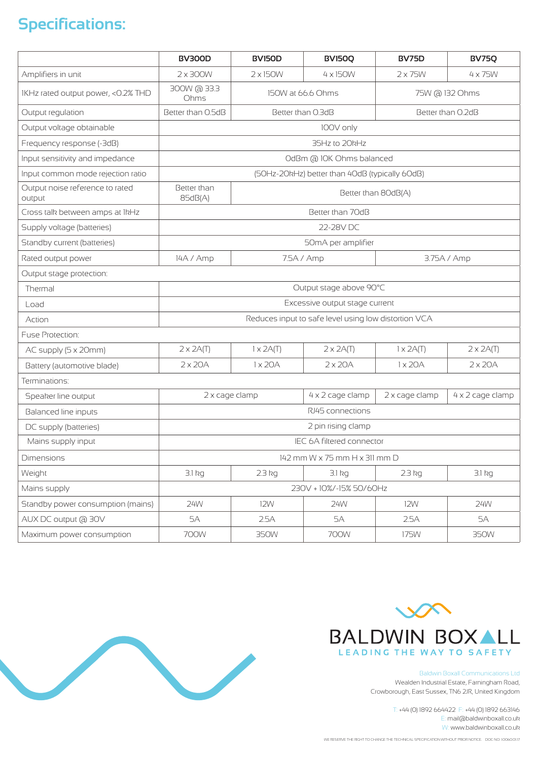## Specifications:

| | BV300D | BV150D | BV150Q | BV75D | BV75Q |
|---|---|---|---|---|---|
| Amplifiers in unit | 2 x 300W | 2 x 150W | 4 x 150W | 2 x 75W | 4 x 75W |
| 1KHz rated output power, <0.2% THD | 300W @ 33.3 Ohms | 150W at 66.6 Ohms | | 75W @ 132 Ohms | |
| Output regulation | Better than 0.5dB | Better than 0.3dB | | Better than 0.2dB | |
| Output voltage obtainable | 100V only | | | | |
| Frequency response (-3dB) | 35Hz to 20kHz | | | | |
| Input sensitivity and impedance | 0dBm @ 10K Ohms balanced | | | | |
| Input common mode rejection ratio | (50Hz-20kHz) better than 40dB (typically 60dB) | | | | |
| Output noise reference to rated output | Better than 85dB(A) | Better than 80dB(A) | | | |
| Cross talk between amps at 1kHz | Better than 70dB | | | | |
| Supply voltage (batteries) | 22-28V DC | | | | |
| Standby current (batteries) | 50mA per amplifier | | | | |
| Rated output power | 14A / Amp | 7.5A / Amp | | 3.75A / Amp | |
| Output stage protection: | | | | | |
| Thermal | Output stage above 90°C | | | | |
| Load | Excessive output stage current | | | | |
| Action | Reduces input to safe level using low distortion VCA | | | | |
| Fuse Protection: | | | | | |
| AC supply (5 x 20mm) | 2 x 2A(T) | 1 x 2A(T) | 2 x 2A(T) | 1 x 2A(T) | 2 x 2A(T) |
| Battery (automotive blade) | 2 x 20A | 1 x 20A | 2 x 20A | 1 x 20A | 2 x 20A |
| Terminations: | | | | | |
| Speaker line output | 2 x cage clamp | | 4 x 2 cage clamp | 2 x cage clamp | 4 x 2 cage clamp |
| Balanced line inputs | RJ45 connections | | | | |
| DC supply (batteries) | 2 pin rising clamp | | | | |
| Mains supply input | IEC 6A filtered connector | | | | |
| Dimensions | 142 mm W x 75 mm H x 311 mm D | | | | |
| Weight | 3.1 kg | 2.3 kg | 3.1 kg | 2.3 kg | 3.1 kg |
| Mains supply | 230V + 10%/-15% 50/60Hz | | | | |
| Standby power consumption (mains) | 24W | 12W | 24W | 12W | 24W |
| AUX DC output @ 30V | 5A | 2.5A | 5A | 2.5A | 5A |
| Maximum power consumption | 700W | 350W | 700W | 175W | 350W |

BALDWIN BOXALL
LEADING THE WAY TO SAFETY

Baldwin Boxall Communications Ltd
Wealden Industrial Estate, Farningham Road,
Crowborough, East Sussex, TN6 2JR, United Kingdom

T: +44 (0) 1892 664422 F: +44 (0) 1892 663146
E: mail@baldwinboxall.co.uk
W: www.baldwinboxall.co.uk

WE RESERVE THE RIGHT TO CHANGE THE TECHNICAL SPECIFICATION WITHOUT PRIOR NOTICE. DOC NO. 10060.01.17